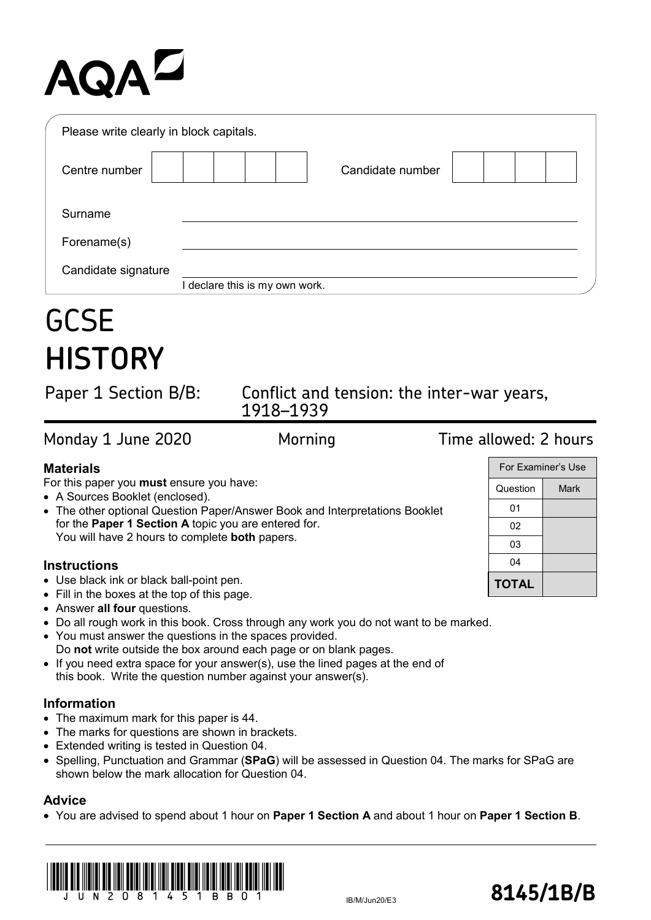AQA

Please write clearly in block capitals.

| Centre number | | | | | | Candidate number | | | | |
|---|---|---|---|---|---|---|---|---|---|---|

Surname ______________________________

Forename(s) ______________________________

Candidate signature ______________________________
I declare this is my own work.

# GCSE
# HISTORY

## Paper 1 Section B/B: Conflict and tension: the inter-war years, 1918–1939

Monday 1 June 2020 Morning Time allowed: 2 hours

| For Examiner's Use | |
|---|---|
| Question | Mark |
| 01 | |
| 02 | |
| 03 | |
| 04 | |
| **TOTAL** | |

### Materials

For this paper you **must** ensure you have:

- A Sources Booklet (enclosed).
- The other optional Question Paper/Answer Book and Interpretations Booklet for the **Paper 1 Section A** topic you are entered for.
  You will have 2 hours to complete **both** papers.

### Instructions

- Use black ink or black ball-point pen.
- Fill in the boxes at the top of this page.
- Answer **all four** questions.
- Do all rough work in this book. Cross through any work you do not want to be marked.
- You must answer the questions in the spaces provided.
  Do **not** write outside the box around each page or on blank pages.
- If you need extra space for your answer(s), use the lined pages at the end of this book. Write the question number against your answer(s).

### Information

- The maximum mark for this paper is 44.
- The marks for questions are shown in brackets.
- Extended writing is tested in Question 04.
- Spelling, Punctuation and Grammar (**SPaG**) will be assessed in Question 04. The marks for SPaG are shown below the mark allocation for Question 04.

### Advice

- You are advised to spend about 1 hour on **Paper 1 Section A** and about 1 hour on **Paper 1 Section B**.

JUN2081451BB01

IB/M/Jun20/E3

**8145/1B/B**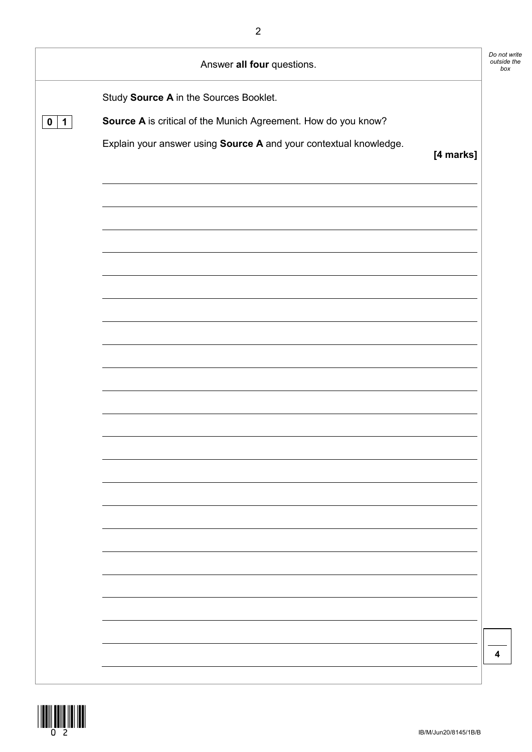Answer **all four** questions.

Study **Source A** in the Sources Booklet.

**0 1** **Source A** is critical of the Munich Agreement. How do you know?

Explain your answer using **Source A** and your contextual knowledge.

**[4 marks]**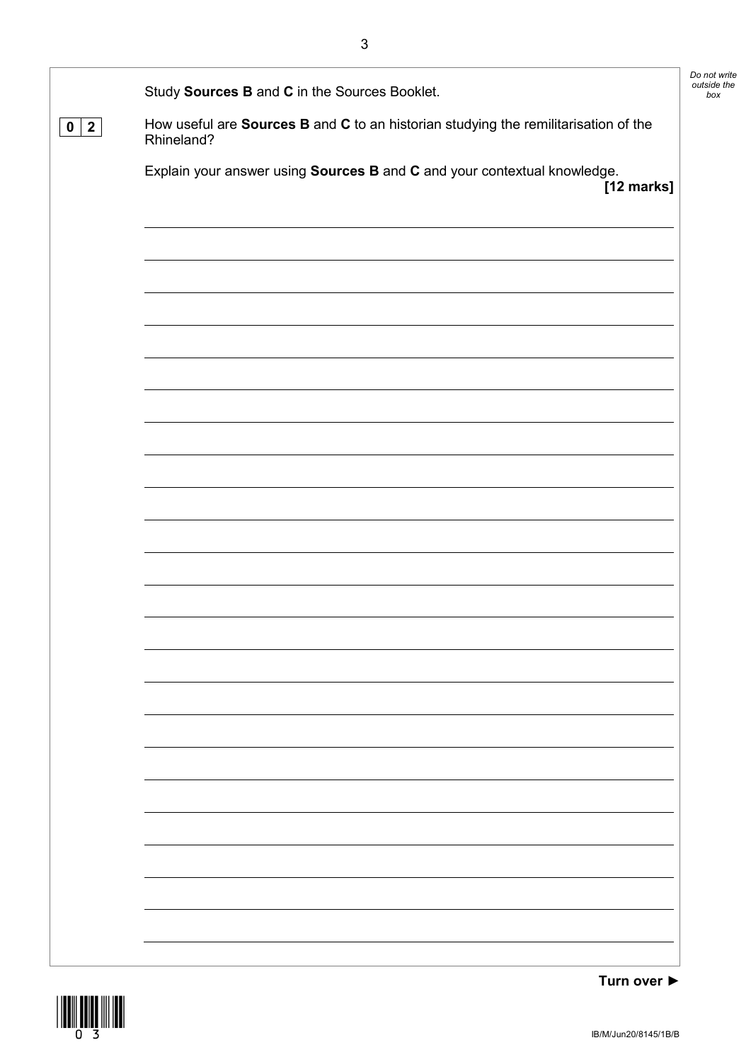Study **Sources B** and **C** in the Sources Booklet.

**0 2** How useful are **Sources B** and **C** to an historian studying the remilitarisation of the Rhineland?

Explain your answer using **Sources B** and **C** and your contextual knowledge.

**[12 marks]**

**Turn over ►**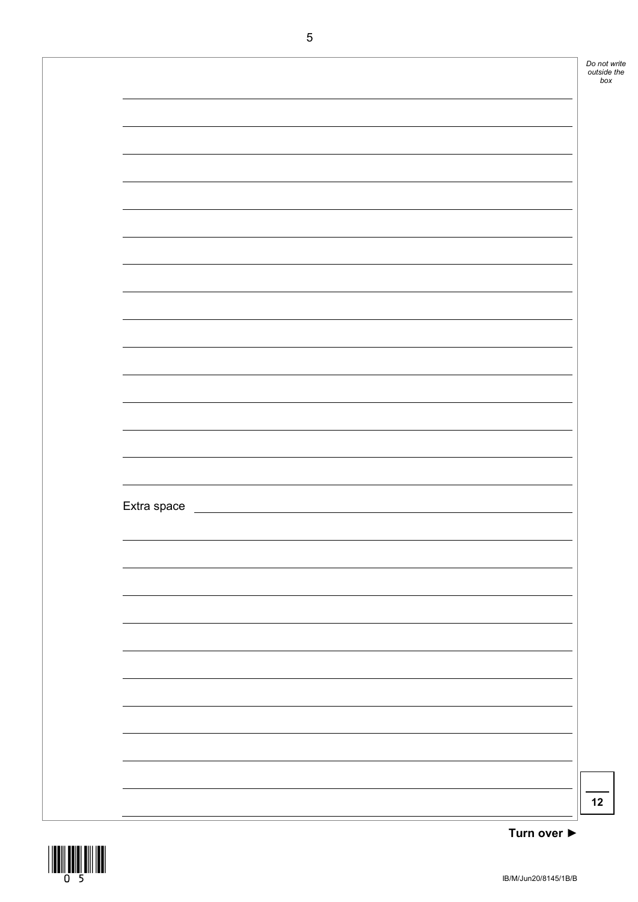Extra space

12

Turn over ►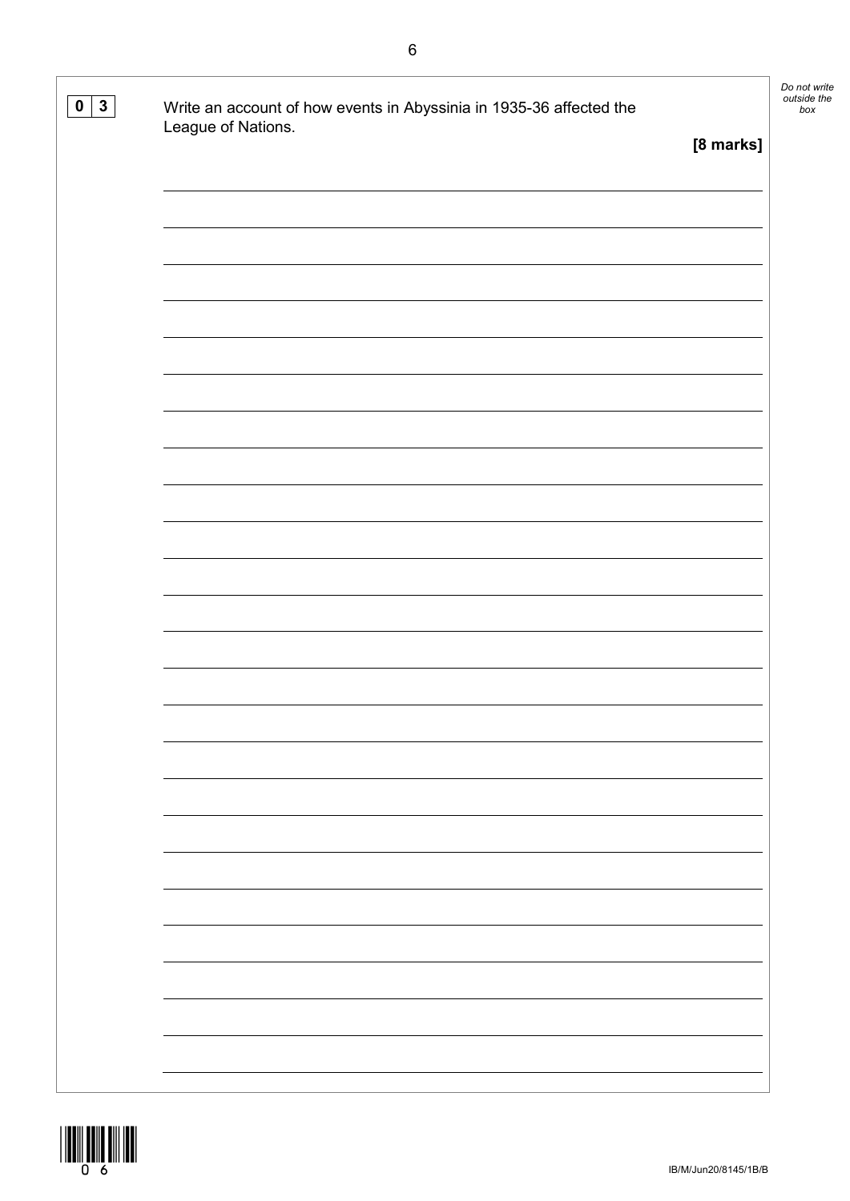**0 3** Write an account of how events in Abyssinia in 1935-36 affected the League of Nations.

**[8 marks]**

*Do not write outside the box*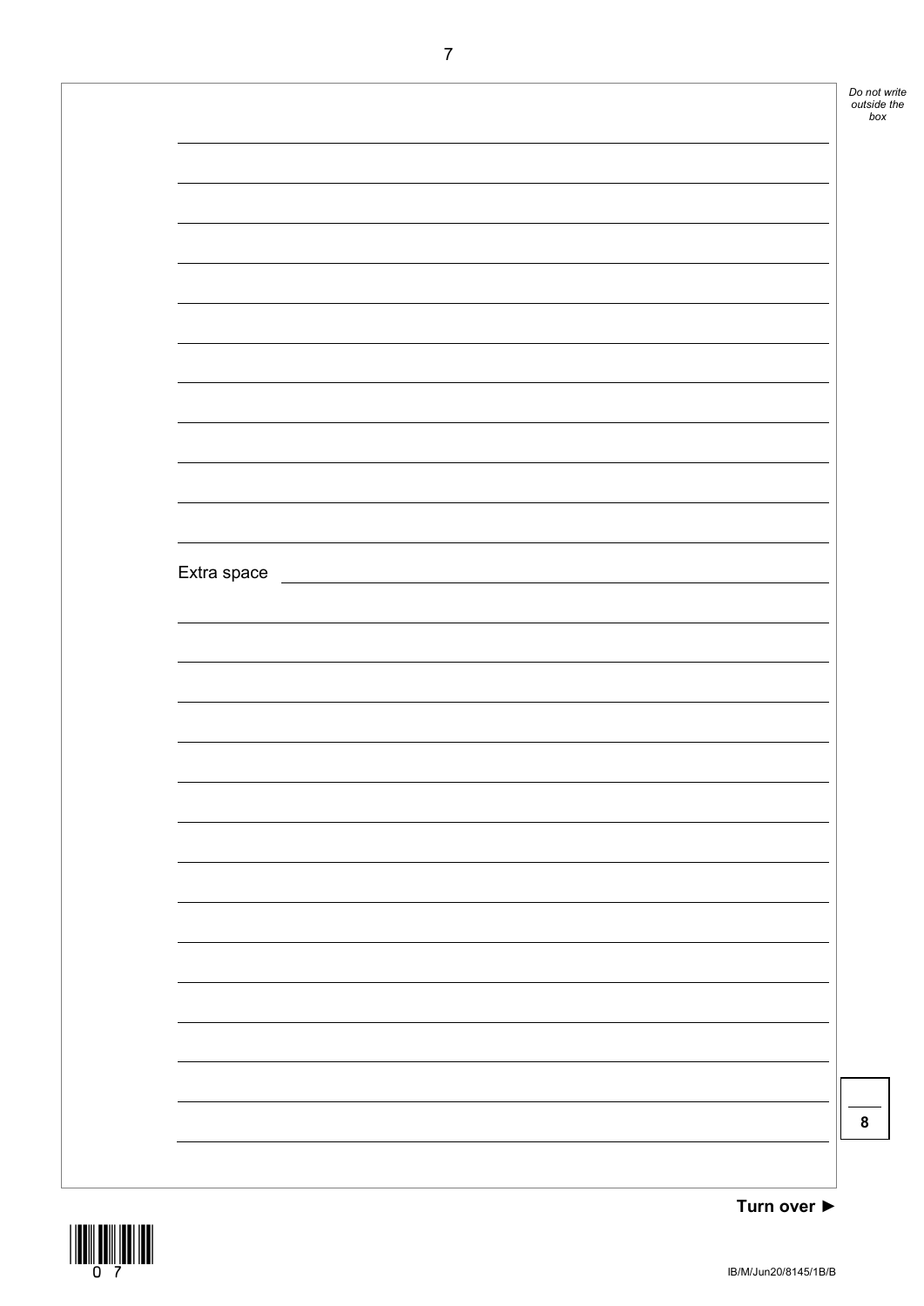Extra space

8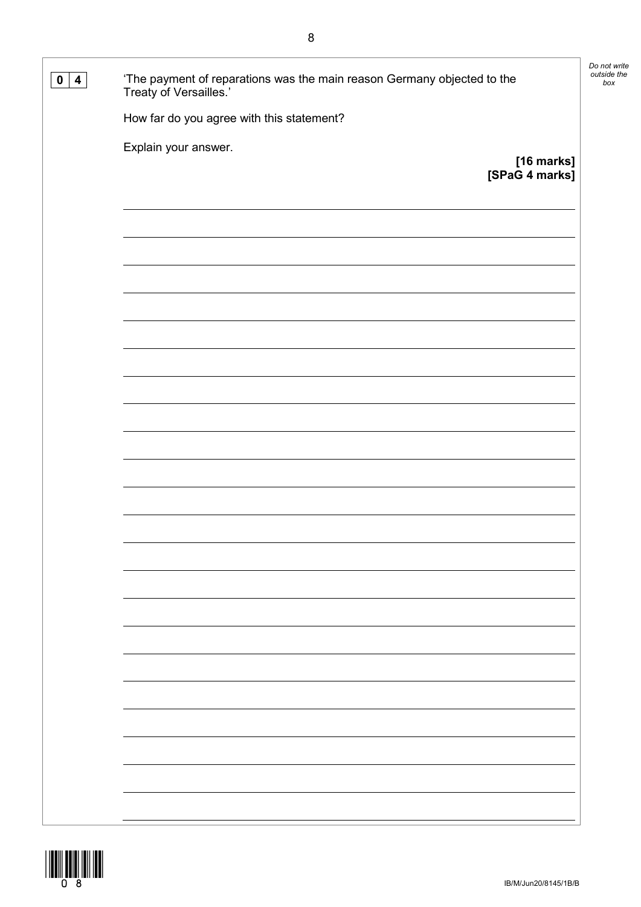**0 4** 'The payment of reparations was the main reason Germany objected to the Treaty of Versailles.'

How far do you agree with this statement?

Explain your answer.

**[16 marks]**
**[SPaG 4 marks]**

*Do not write outside the box*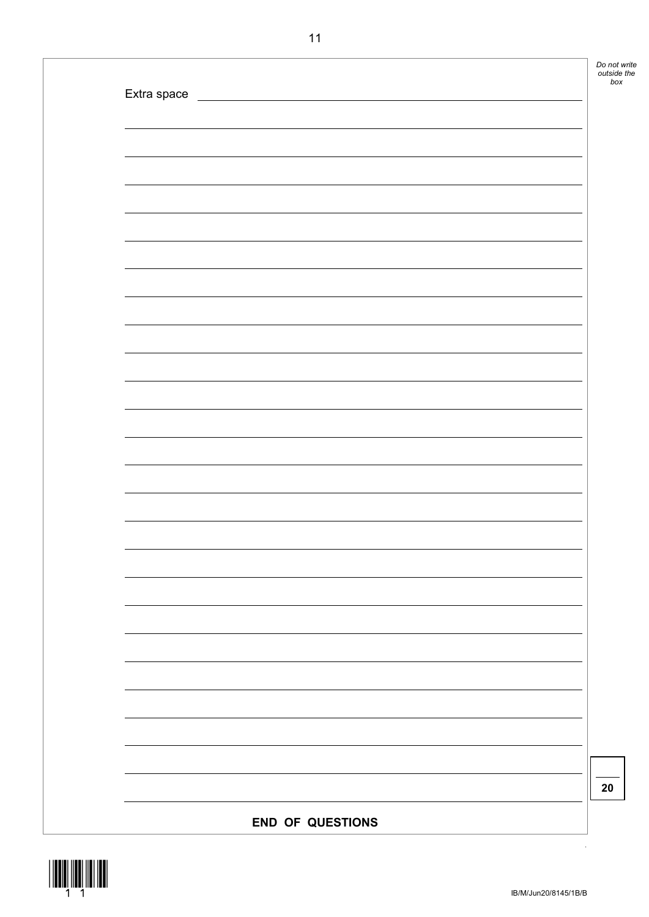Extra space

20

**END OF QUESTIONS**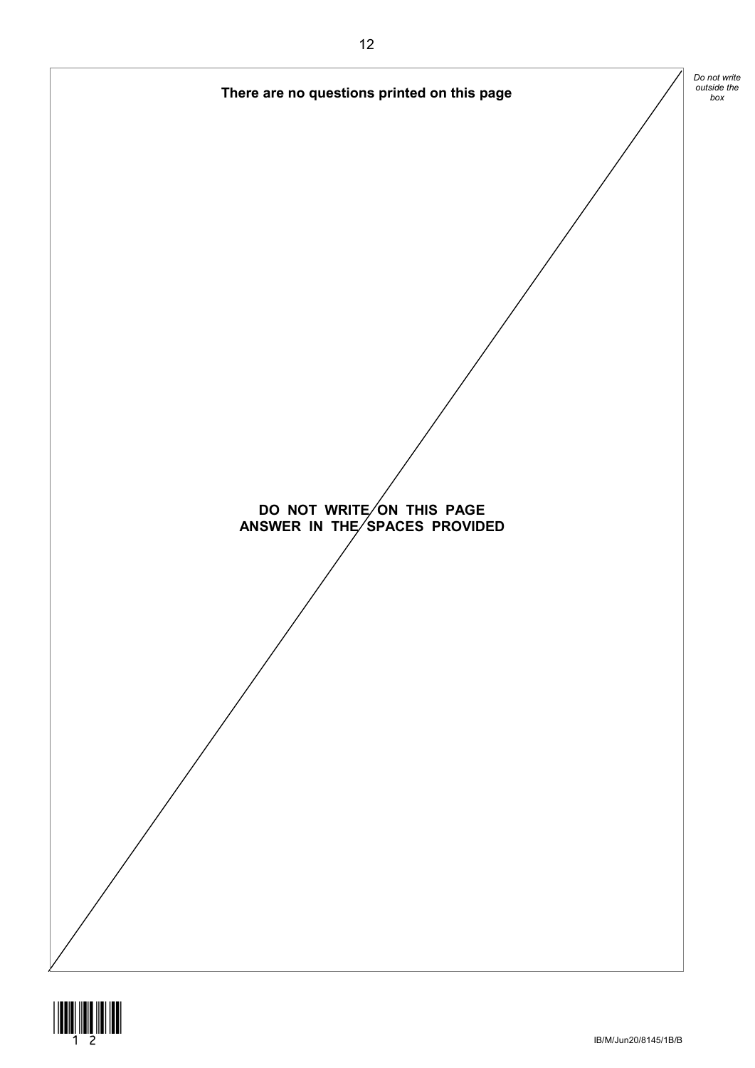**There are no questions printed on this page**

**DO NOT WRITE ON THIS PAGE**
**ANSWER IN THE SPACES PROVIDED**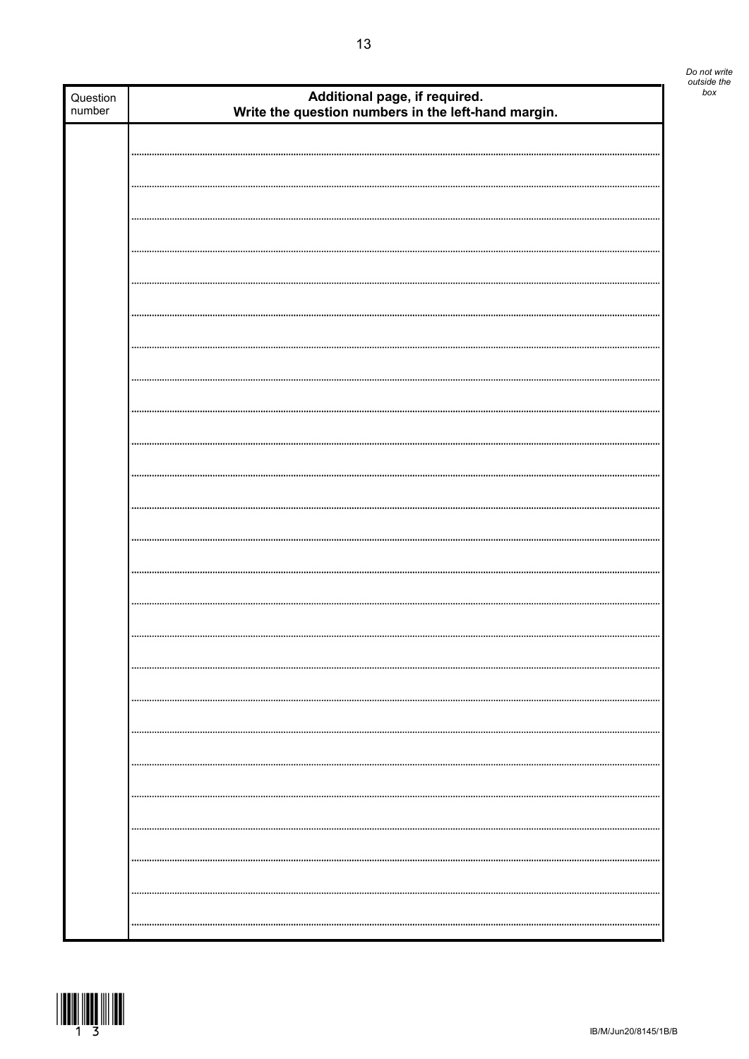| Question number | Additional page, if required. Write the question numbers in the left-hand margin. |
|---|---|
| | |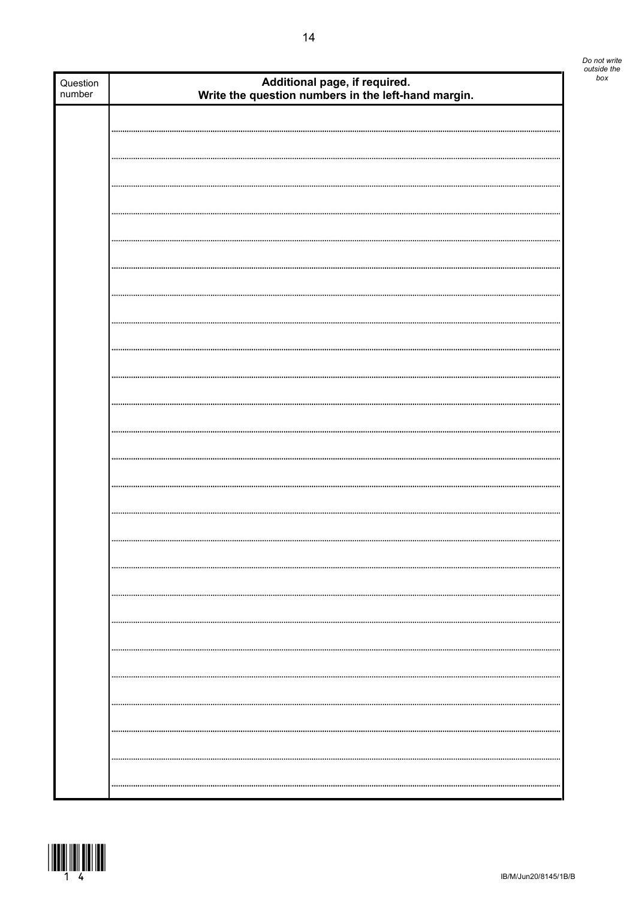| Question number | **Additional page, if required. Write the question numbers in the left-hand margin.** |
| --- | --- |
| | |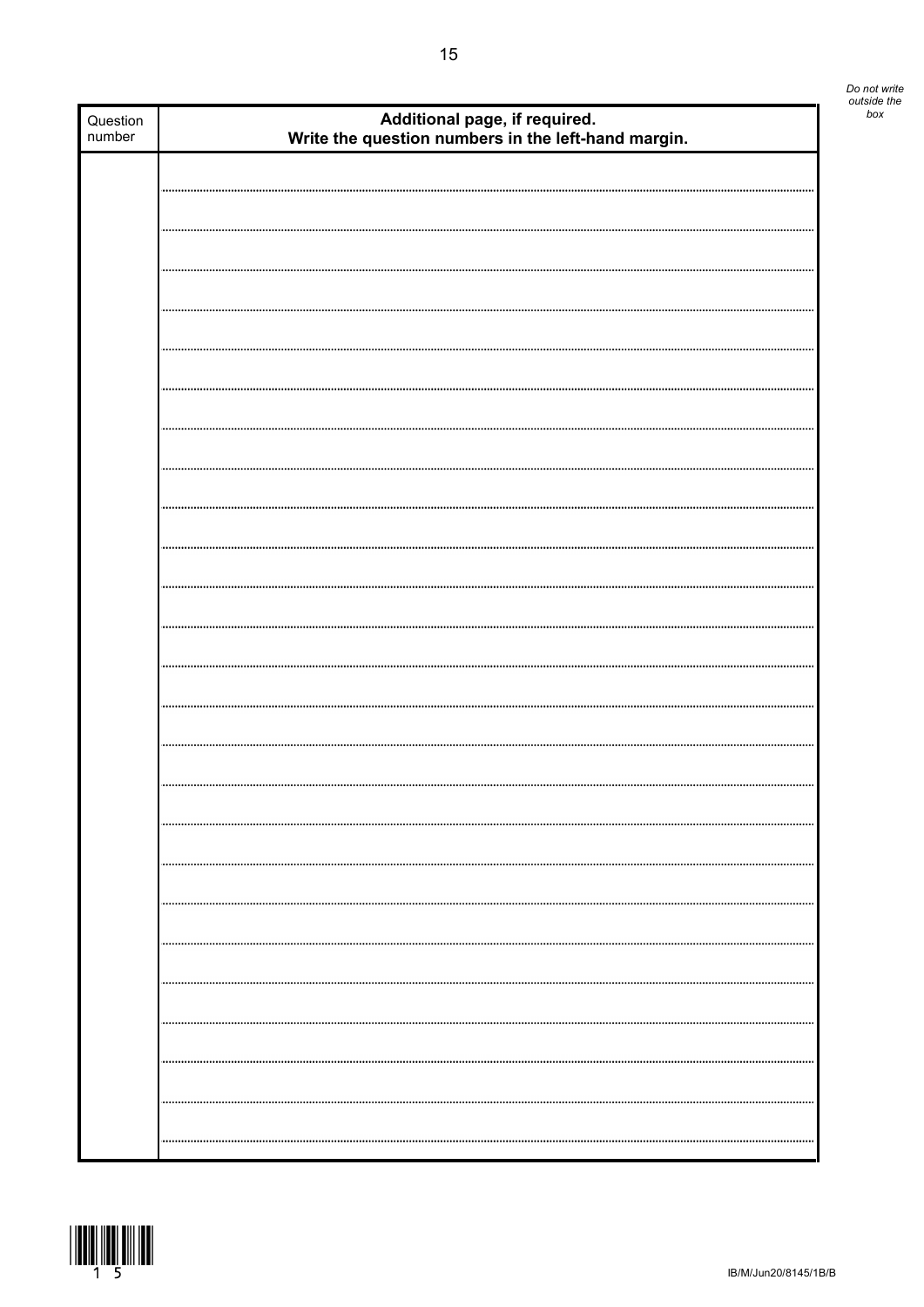| Question number | **Additional page, if required. Write the question numbers in the left-hand margin.** |
| --- | --- |
| | |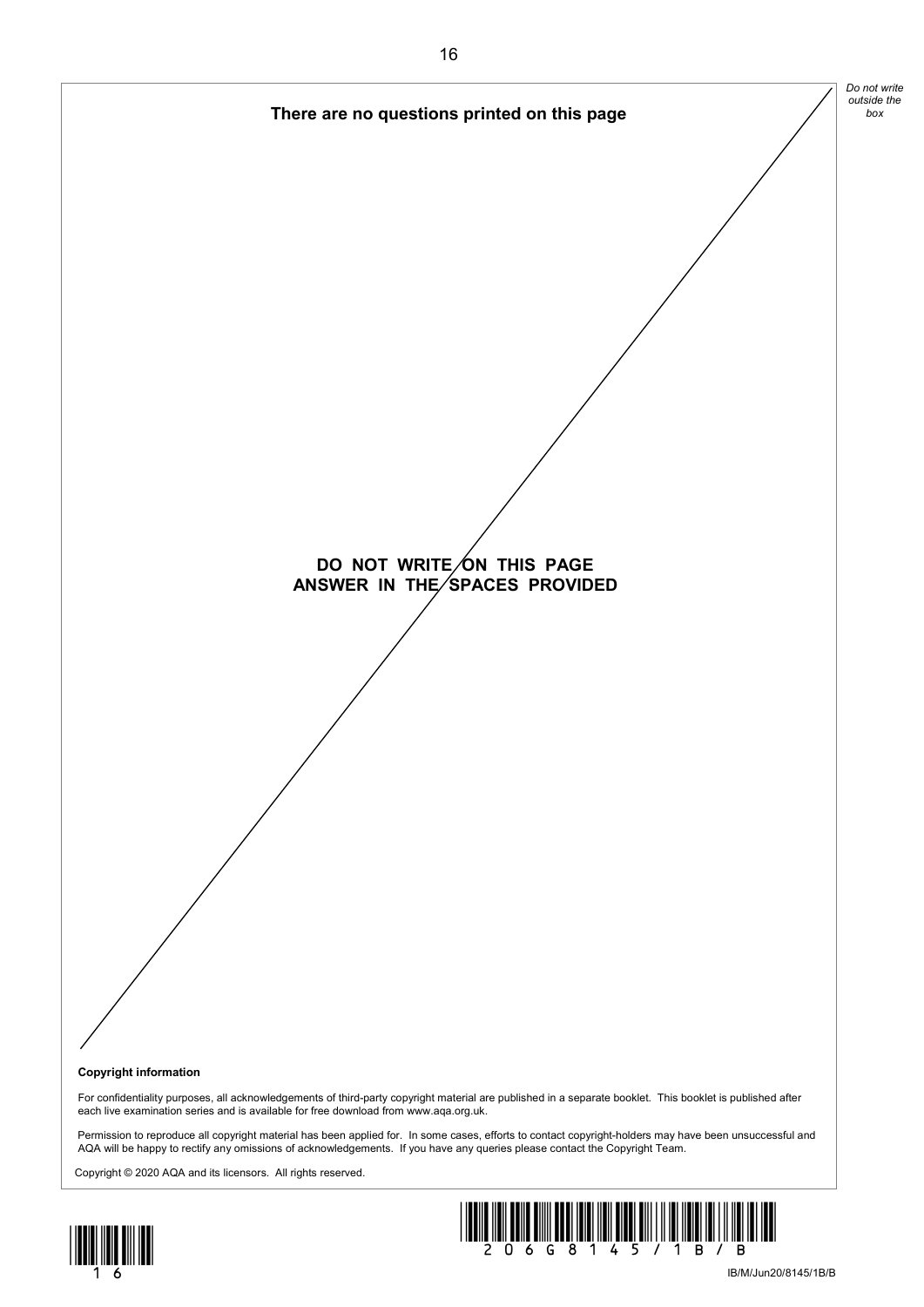**There are no questions printed on this page**

**DO NOT WRITE ON THIS PAGE**
**ANSWER IN THE SPACES PROVIDED**

**Copyright information**

For confidentiality purposes, all acknowledgements of third-party copyright material are published in a separate booklet. This booklet is published after each live examination series and is available for free download from www.aqa.org.uk.

Permission to reproduce all copyright material has been applied for. In some cases, efforts to contact copyright-holders may have been unsuccessful and AQA will be happy to rectify any omissions of acknowledgements. If you have any queries please contact the Copyright Team.

Copyright © 2020 AQA and its licensors. All rights reserved.

IB/M/Jun20/8145/1B/B